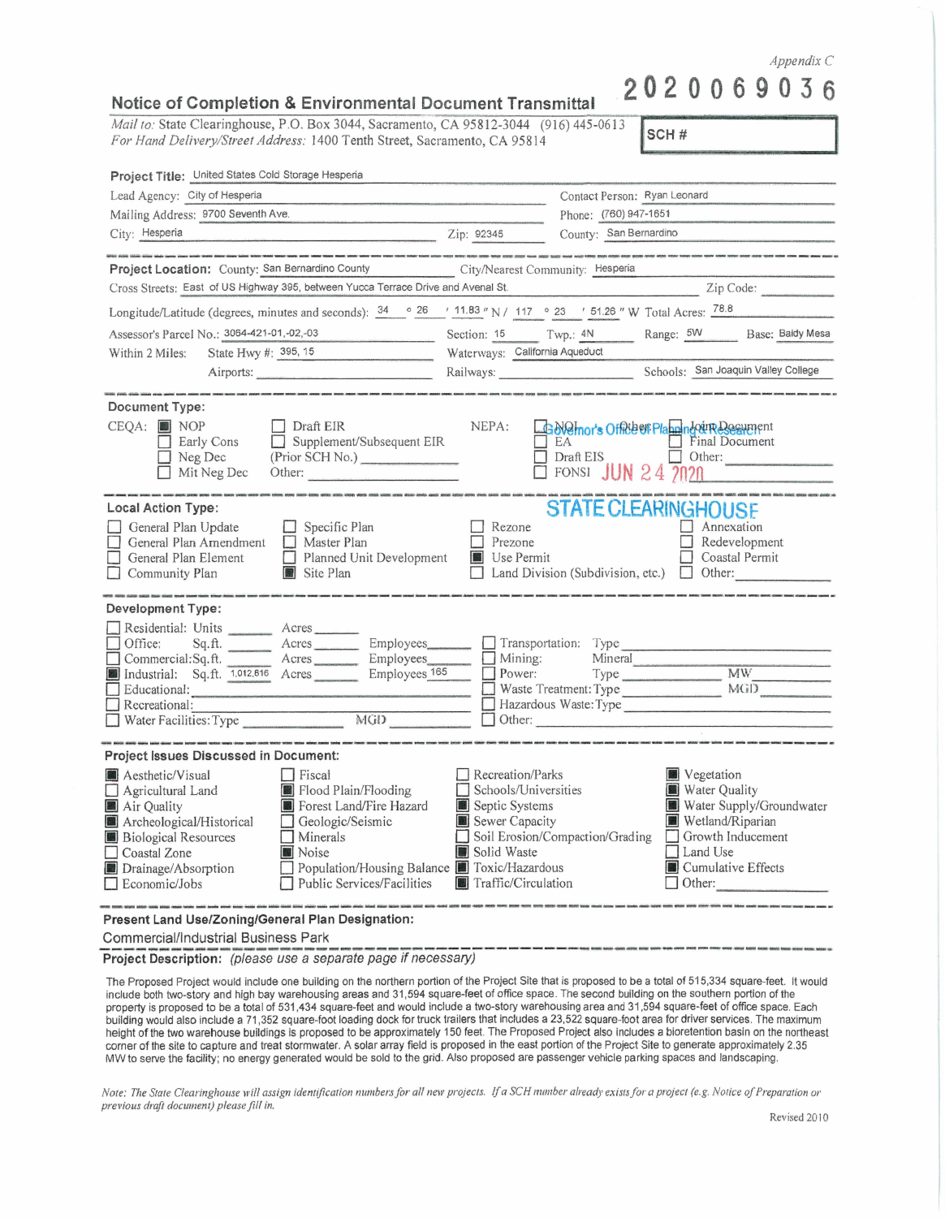*Appendix C*

**2020069036**

## Notice of Completion & Environmental Document Transmittal

*Mail to:* State Clearinghouse, P.O. Box 3044, Sacramento, CA 95812-3044 (916) 445-0613
*For Hand Delivery/Street Address:* 1400 Tenth Street, Sacramento, CA 95814

**SCH #**

**Project Title:** United States Cold Storage Hesperia

Lead Agency: City of Hesperia
Contact Person: Ryan Leonard
Mailing Address: 9700 Seventh Ave.
Phone: (760) 947-1651
City: Hesperia
Zip: 92345
County: San Bernardino

**Project Location:** County: San Bernardino County
City/Nearest Community: Hesperia
Cross Streets: East of US Highway 395, between Yucca Terrace Drive and Avenal St.
Zip Code:
Longitude/Latitude (degrees, minutes and seconds): 34 ° 26 ′ 11.83 ″ N / 117 ° 23 ′ 51.26 ″ W Total Acres: 78.8
Assessor's Parcel No.: 3064-421-01,-02,-03
Section: 15 Twp.: 4N Range: 5W Base: Baldy Mesa
Within 2 Miles: State Hwy #: 395, 15
Waterways: California Aqueduct
Airports:
Railways:
Schools: San Joaquin Valley College

**Document Type:**

CEQA:
- [x] NOP
- [ ] Early Cons
- [ ] Neg Dec
- [ ] Mit Neg Dec
- [ ] Draft EIR
- [ ] Supplement/Subsequent EIR (Prior SCH No.) ______
- Other: ______

NEPA:
- [ ] NOI
- [ ] EA
- [ ] Draft EIS
- [ ] FONSI

Other:
- [ ] Joint Document
- [ ] Final Document
- [ ] Other: ______

Governor's Office of Planning & Research
JUN 24 2020
STATE CLEARINGHOUSE

**Local Action Type:**

- [ ] General Plan Update
- [ ] General Plan Amendment
- [ ] General Plan Element
- [ ] Community Plan
- [ ] Specific Plan
- [ ] Master Plan
- [ ] Planned Unit Development
- [x] Site Plan
- [ ] Rezone
- [ ] Prezone
- [x] Use Permit
- [ ] Land Division (Subdivision, etc.)
- [ ] Annexation
- [ ] Redevelopment
- [ ] Coastal Permit
- [ ] Other: ______

**Development Type:**

- [ ] Residential: Units ______ Acres ______
- [ ] Office: Sq.ft. ______ Acres ______ Employees ______
- [ ] Commercial: Sq.ft. ______ Acres ______ Employees ______
- [x] Industrial: Sq.ft. 1,012,616 Acres ______ Employees 165
- [ ] Educational: ______
- [ ] Recreational: ______
- [ ] Water Facilities: Type ______ MGD ______
- [ ] Transportation: Type ______
- [ ] Mining: Mineral ______
- [ ] Power: Type ______ MW ______
- [ ] Waste Treatment: Type ______ MGD ______
- [ ] Hazardous Waste: Type ______
- [ ] Other: ______

**Project Issues Discussed in Document:**

- [x] Aesthetic/Visual
- [ ] Agricultural Land
- [x] Air Quality
- [x] Archeological/Historical
- [x] Biological Resources
- [ ] Coastal Zone
- [x] Drainage/Absorption
- [ ] Economic/Jobs
- [ ] Fiscal
- [x] Flood Plain/Flooding
- [x] Forest Land/Fire Hazard
- [ ] Geologic/Seismic
- [ ] Minerals
- [x] Noise
- [ ] Population/Housing Balance
- [ ] Public Services/Facilities
- [ ] Recreation/Parks
- [ ] Schools/Universities
- [x] Septic Systems
- [ ] Sewer Capacity
- [ ] Soil Erosion/Compaction/Grading
- [x] Solid Waste
- [x] Toxic/Hazardous
- [x] Traffic/Circulation
- [x] Vegetation
- [x] Water Quality
- [x] Water Supply/Groundwater
- [x] Wetland/Riparian
- [ ] Growth Inducement
- [ ] Land Use
- [x] Cumulative Effects
- [ ] Other: ______

**Present Land Use/Zoning/General Plan Designation:**

Commercial/Industrial Business Park

**Project Description:** *(please use a separate page if necessary)*

The Proposed Project would include one building on the northern portion of the Project Site that is proposed to be a total of 515,334 square-feet. It would include both two-story and high bay warehousing areas and 31,594 square-feet of office space. The second building on the southern portion of the property is proposed to be a total of 501,434 square-feet and would include a two-story warehousing area and 31,594 square-feet of office space. Each building would also include a 71,352 square-foot loading dock for truck trailers that includes a 23,522 square-foot area for driver services. The maximum height of the two warehouse buildings is proposed to be approximately 150 feet. The Proposed Project also includes a bioretention basin on the northeast corner of the site to capture and treat stormwater. A solar array field is proposed in the east portion of the Project Site to generate approximately 2.35 MW to serve the facility; no energy generated would be sold to the grid. Also proposed are passenger vehicle parking spaces and landscaping.

*Note: The State Clearinghouse will assign identification numbers for all new projects. If a SCH number already exists for a project (e.g. Notice of Preparation or previous draft document) please fill in.*

Revised 2010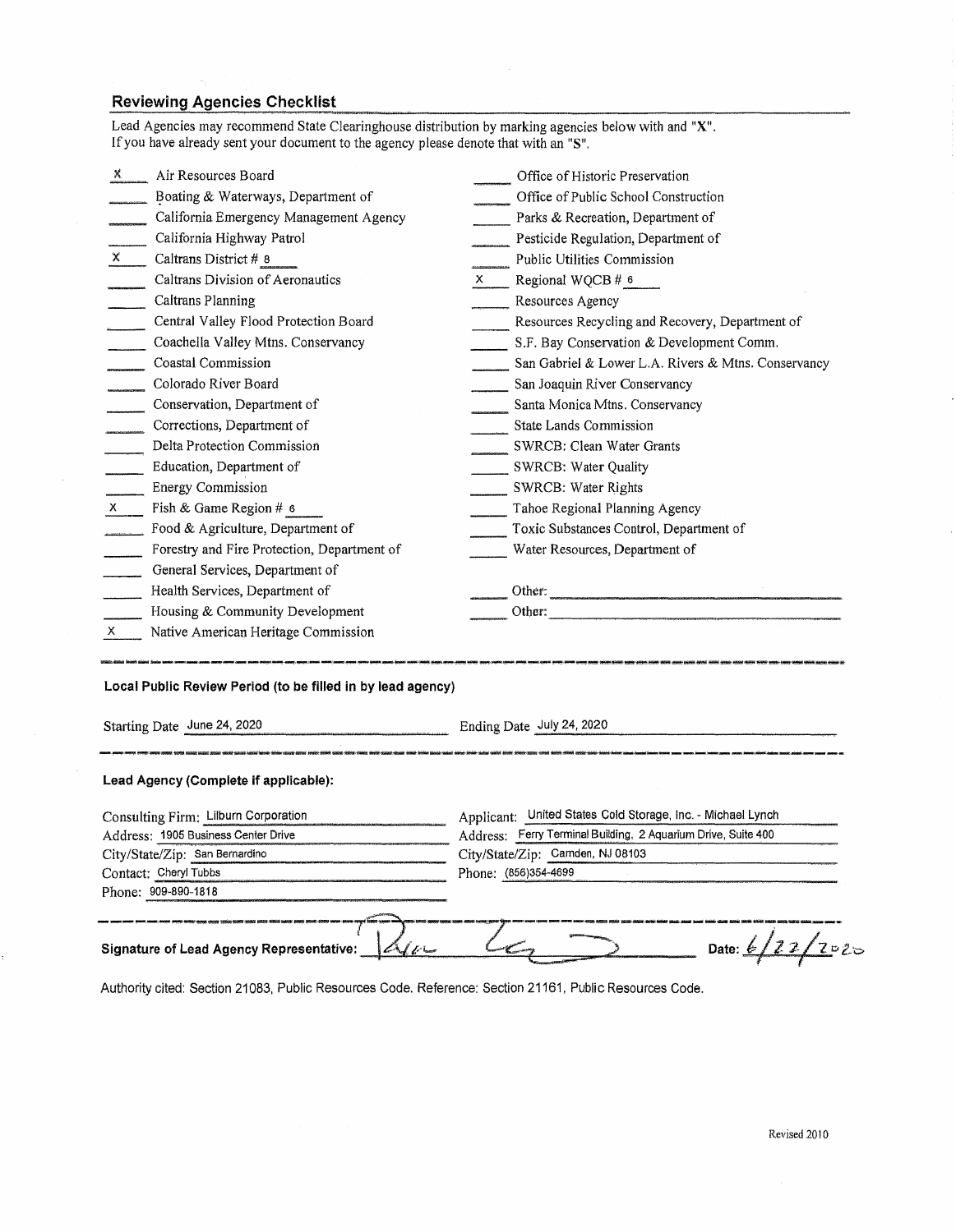## Reviewing Agencies Checklist

Lead Agencies may recommend State Clearinghouse distribution by marking agencies below with and "X".
If you have already sent your document to the agency please denote that with an "S".

- X Air Resources Board
- ___ Boating & Waterways, Department of
- ___ California Emergency Management Agency
- ___ California Highway Patrol
- X Caltrans District # 8
- ___ Caltrans Division of Aeronautics
- ___ Caltrans Planning
- ___ Central Valley Flood Protection Board
- ___ Coachella Valley Mtns. Conservancy
- ___ Coastal Commission
- ___ Colorado River Board
- ___ Conservation, Department of
- ___ Corrections, Department of
- ___ Delta Protection Commission
- ___ Education, Department of
- ___ Energy Commission
- X Fish & Game Region # 6
- ___ Food & Agriculture, Department of
- ___ Forestry and Fire Protection, Department of
- ___ General Services, Department of
- ___ Health Services, Department of
- ___ Housing & Community Development
- X Native American Heritage Commission
- ___ Office of Historic Preservation
- ___ Office of Public School Construction
- ___ Parks & Recreation, Department of
- ___ Pesticide Regulation, Department of
- ___ Public Utilities Commission
- X Regional WQCB # 6
- ___ Resources Agency
- ___ Resources Recycling and Recovery, Department of
- ___ S.F. Bay Conservation & Development Comm.
- ___ San Gabriel & Lower L.A. Rivers & Mtns. Conservancy
- ___ San Joaquin River Conservancy
- ___ Santa Monica Mtns. Conservancy
- ___ State Lands Commission
- ___ SWRCB: Clean Water Grants
- ___ SWRCB: Water Quality
- ___ SWRCB: Water Rights
- ___ Tahoe Regional Planning Agency
- ___ Toxic Substances Control, Department of
- ___ Water Resources, Department of
- ___ Other: ___
- ___ Other: ___

---

**Local Public Review Period (to be filled in by lead agency)**

Starting Date June 24, 2020

Ending Date July 24, 2020

---

**Lead Agency (Complete if applicable):**

Consulting Firm: Lilburn Corporation
Address: 1905 Business Center Drive
City/State/Zip: San Bernardino
Contact: Cheryl Tubbs
Phone: 909-890-1818

Applicant: United States Cold Storage, Inc. - Michael Lynch
Address: Ferry Terminal Building, 2 Aquarium Drive, Suite 400
City/State/Zip: Camden, NJ 08103
Phone: (856)354-4699

---

**Signature of Lead Agency Representative:** [signature] **Date:** 6/22/2020

Authority cited: Section 21083, Public Resources Code. Reference: Section 21161, Public Resources Code.

Revised 2010